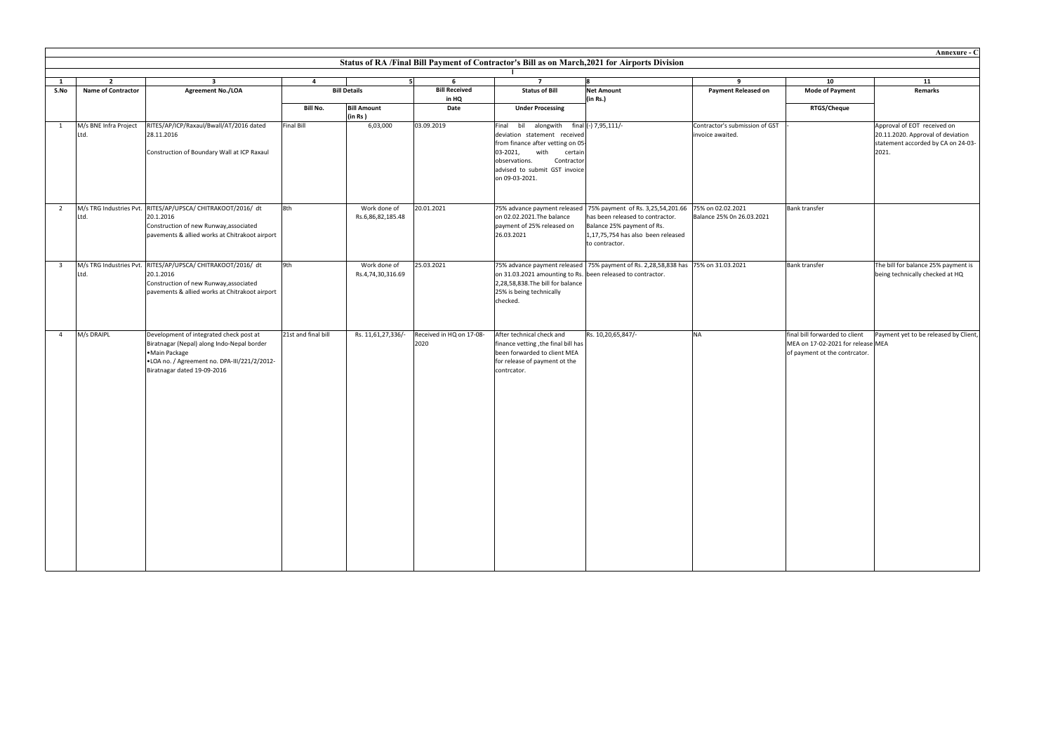**Annexure - C**

## Status of RA /Final Bill Payment of Contractor's Bill as on March,2021 for Airports Division

| 1 | 2 | 3 | 4 | 5 | 6 | 7 | 8 | 9 | 10 | 11 |
|---|---|---|---|---|---|---|---|---|---|---|
| S.No | Name of Contractor | Agreement No./LOA | Bill Details | | Bill Received in HQ | Status of Bill | Net Amount (in Rs.) | Payment Released on | Mode of Payment | Remarks |
| | | | Bill No. | Bill Amount (in Rs ) | Date | Under Processing | | | RTGS/Cheque | |
| 1 | M/s BNE Infra Project Ltd. | RITES/AP/ICP/Raxaul/Bwall/AT/2016 dated 28.11.2016<br><br>Construction of Boundary Wall at ICP Raxaul | Final Bill | 6,03,000 | 03.09.2019 | Final bil alongwith final deviation statement received from finance after vetting on 05-03-2021, with certain observations. Contractor advised to submit GST invoice on 09-03-2021. | (-) 7,95,111/- | Contractor's submission of GST invoice awaited. | - | Approval of EOT received on 20.11.2020. Approval of deviation statement accorded by CA on 24-03-2021. |
| 2 | M/s TRG Industries Pvt. Ltd. | RITES/AP/UPSCA/ CHITRAKOOT/2016/ dt 20.1.2016<br>Construction of new Runway,associated pavements & allied works at Chitrakoot airport | 8th | Work done of Rs.6,86,82,185.48 | 20.01.2021 | 75% advance payment released on 02.02.2021.The balance payment of 25% released on 26.03.2021 | 75% payment of Rs. 3,25,54,201.66 has been released to contractor. Balance 25% payment of Rs. 1,17,75,754 has also been released to contractor. | 75% on 02.02.2021<br>Balance 25% 0n 26.03.2021 | Bank transfer | |
| 3 | M/s TRG Industries Pvt. Ltd. | RITES/AP/UPSCA/ CHITRAKOOT/2016/ dt 20.1.2016<br>Construction of new Runway,associated pavements & allied works at Chitrakoot airport | 9th | Work done of Rs.4,74,30,316.69 | 25.03.2021 | 75% advance payment released on 31.03.2021 amounting to Rs. 2,28,58,838.The bill for balance 25% is being technically checked. | 75% payment of Rs. 2,28,58,838 has been released to contractor. | 75% on 31.03.2021 | Bank transfer | The bill for balance 25% payment is being technically checked at HQ |
| 4 | M/s DRAIPL | Development of integrated check post at Biratnagar (Nepal) along Indo-Nepal border<br>•Main Package<br>•LOA no. / Agreement no. DPA-III/221/2/2012-Biratnagar dated 19-09-2016 | 21st and final bill | Rs. 11,61,27,336/- | Received in HQ on 17-08-2020 | After technical check and finance vetting ,the final bill has been forwarded to client MEA for release of payment ot the contrcator. | Rs. 10,20,65,847/- | NA | final bill forwarded to client MEA on 17-02-2021 for release of payment ot the contrcator. | Payment yet to be released by Client, MEA |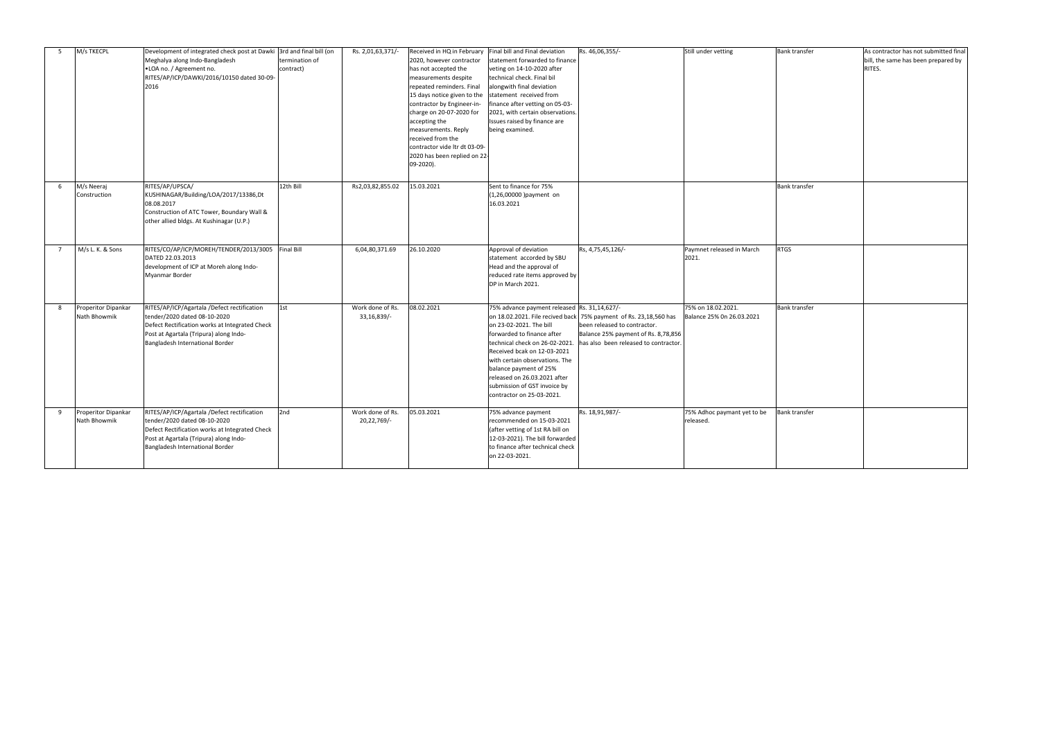| | | | | | | | | | | |
|---|---|---|---|---|---|---|---|---|---|---|
| 5 | M/s TKECPL | Development of integrated check post at Dawki Meghalya along Indo-Bangladesh •LOA no. / Agreement no. RITES/AP/ICP/DAWKI/2016/10150 dated 30-09-2016 | 3rd and final bill (on termination of contract) | Rs. 2,01,63,371/- | Received in HQ in February 2020, however contractor has not accepted the measurements despite repeated reminders. Final 15 days notice given to the contractor by Engineer-in-charge on 20-07-2020 for accepting the measurements. Reply received from the contractor vide ltr dt 03-09-2020 has been replied on 22-09-2020). | Final bill and Final deviation statement forwarded to finance veting on 14-10-2020 after technical check. Final bil alongwith final deviation statement received from finance after vetting on 05-03-2021, with certain observations. Issues raised by finance are being examined. | Rs. 46,06,355/- | Still under vetting | Bank transfer | As contractor has not submitted final bill, the same has been prepared by RITES. |
| 6 | M/s Neeraj Construction | RITES/AP/UPSCA/ KUSHINAGAR/Building/LOA/2017/13386,Dt 08.08.2017 Construction of ATC Tower, Boundary Wall & other allied bldgs. At Kushinagar (U.P.) | 12th Bill | Rs2,03,82,855.02 | 15.03.2021 | Sent to finance for 75% (1,26,00000 )payment on 16.03.2021 | | | Bank transfer | |
| 7 | M/s L. K. & Sons | RITES/CO/AP/ICP/MOREH/TENDER/2013/3005 DATED 22.03.2013 development of ICP at Moreh along Indo-Myanmar Border | Final Bill | 6,04,80,371.69 | 26.10.2020 | Approval of deviation statement accorded by SBU Head and the approval of reduced rate items approved by DP in March 2021. | Rs, 4,75,45,126/- | Paymnet released in March 2021. | RTGS | |
| 8 | Properitor Dipankar Nath Bhowmik | RITES/AP/ICP/Agartala /Defect rectification tender/2020 dated 08-10-2020 Defect Rectification works at Integrated Check Post at Agartala (Tripura) along Indo-Bangladesh International Border | 1st | Work done of Rs. 33,16,839/- | 08.02.2021 | 75% advance payment released on 18.02.2021. File recived back on 23-02-2021. The bill forwarded to finance after technical check on 26-02-2021. Received bcak on 12-03-2021 with certain observations. The balance payment of 25% released on 26.03.2021 after submission of GST invoice by contractor on 25-03-2021. | Rs. 31,14,627/- 75% payment of Rs. 23,18,560 has been released to contractor. Balance 25% payment of Rs. 8,78,856 has also been released to contractor. | 75% on 18.02.2021. Balance 25% 0n 26.03.2021 | Bank transfer | |
| 9 | Properitor Dipankar Nath Bhowmik | RITES/AP/ICP/Agartala /Defect rectification tender/2020 dated 08-10-2020 Defect Rectification works at Integrated Check Post at Agartala (Tripura) along Indo-Bangladesh International Border | 2nd | Work done of Rs. 20,22,769/- | 05.03.2021 | 75% advance payment recommended on 15-03-2021 (after vetting of 1st RA bill on 12-03-2021). The bill forwarded to finance after technical check on 22-03-2021. | Rs. 18,91,987/- | 75% Adhoc paymant yet to be released. | Bank transfer | |